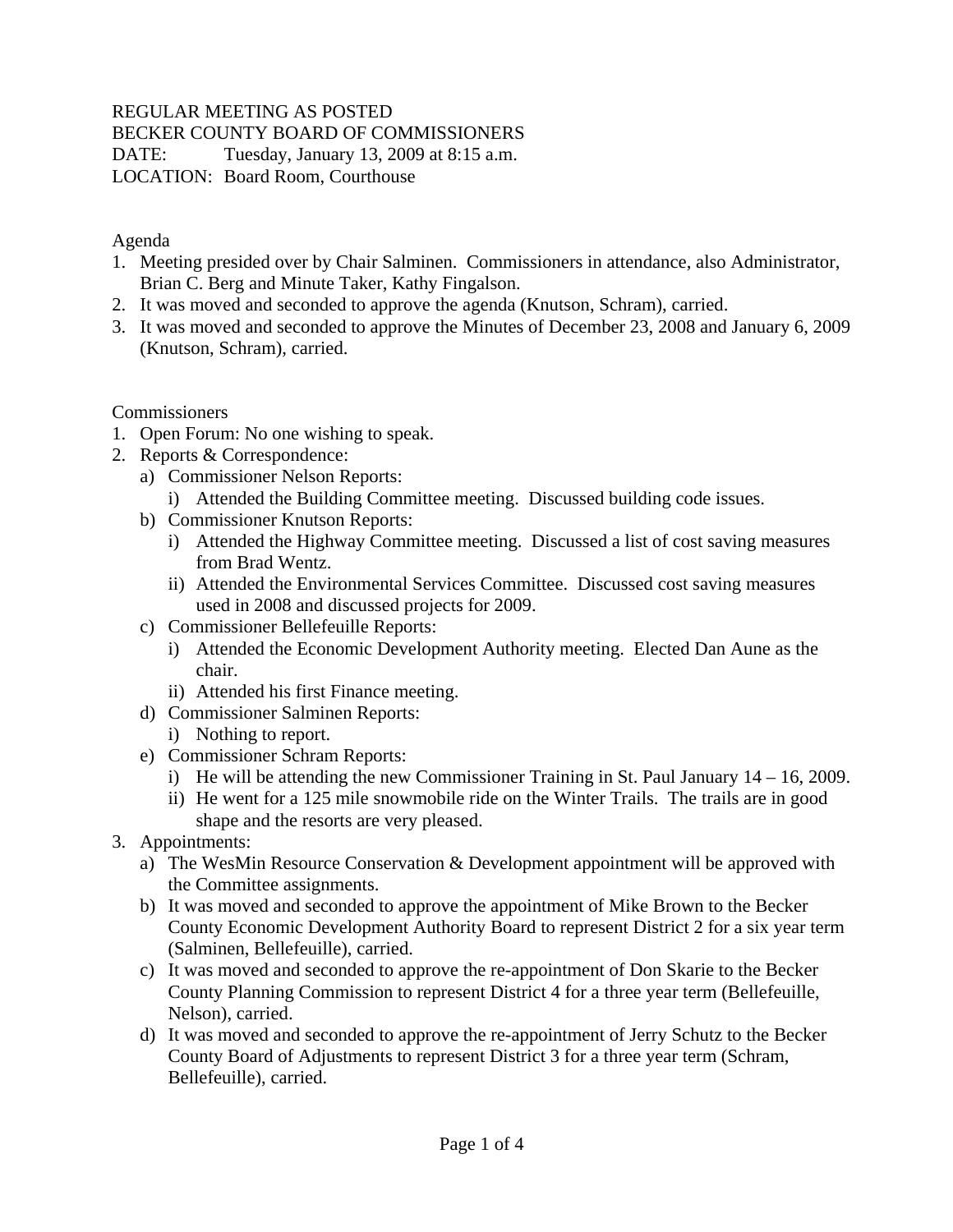REGULAR MEETING AS POSTED
BECKER COUNTY BOARD OF COMMISSIONERS
DATE: Tuesday, January 13, 2009 at 8:15 a.m.
LOCATION: Board Room, Courthouse

Agenda

1. Meeting presided over by Chair Salminen. Commissioners in attendance, also Administrator, Brian C. Berg and Minute Taker, Kathy Fingalson.
2. It was moved and seconded to approve the agenda (Knutson, Schram), carried.
3. It was moved and seconded to approve the Minutes of December 23, 2008 and January 6, 2009 (Knutson, Schram), carried.

Commissioners

1. Open Forum: No one wishing to speak.
2. Reports & Correspondence:
   a) Commissioner Nelson Reports:
      i) Attended the Building Committee meeting. Discussed building code issues.
   b) Commissioner Knutson Reports:
      i) Attended the Highway Committee meeting. Discussed a list of cost saving measures from Brad Wentz.
      ii) Attended the Environmental Services Committee. Discussed cost saving measures used in 2008 and discussed projects for 2009.
   c) Commissioner Bellefeuille Reports:
      i) Attended the Economic Development Authority meeting. Elected Dan Aune as the chair.
      ii) Attended his first Finance meeting.
   d) Commissioner Salminen Reports:
      i) Nothing to report.
   e) Commissioner Schram Reports:
      i) He will be attending the new Commissioner Training in St. Paul January 14 – 16, 2009.
      ii) He went for a 125 mile snowmobile ride on the Winter Trails. The trails are in good shape and the resorts are very pleased.
3. Appointments:
   a) The WesMin Resource Conservation & Development appointment will be approved with the Committee assignments.
   b) It was moved and seconded to approve the appointment of Mike Brown to the Becker County Economic Development Authority Board to represent District 2 for a six year term (Salminen, Bellefeuille), carried.
   c) It was moved and seconded to approve the re-appointment of Don Skarie to the Becker County Planning Commission to represent District 4 for a three year term (Bellefeuille, Nelson), carried.
   d) It was moved and seconded to approve the re-appointment of Jerry Schutz to the Becker County Board of Adjustments to represent District 3 for a three year term (Schram, Bellefeuille), carried.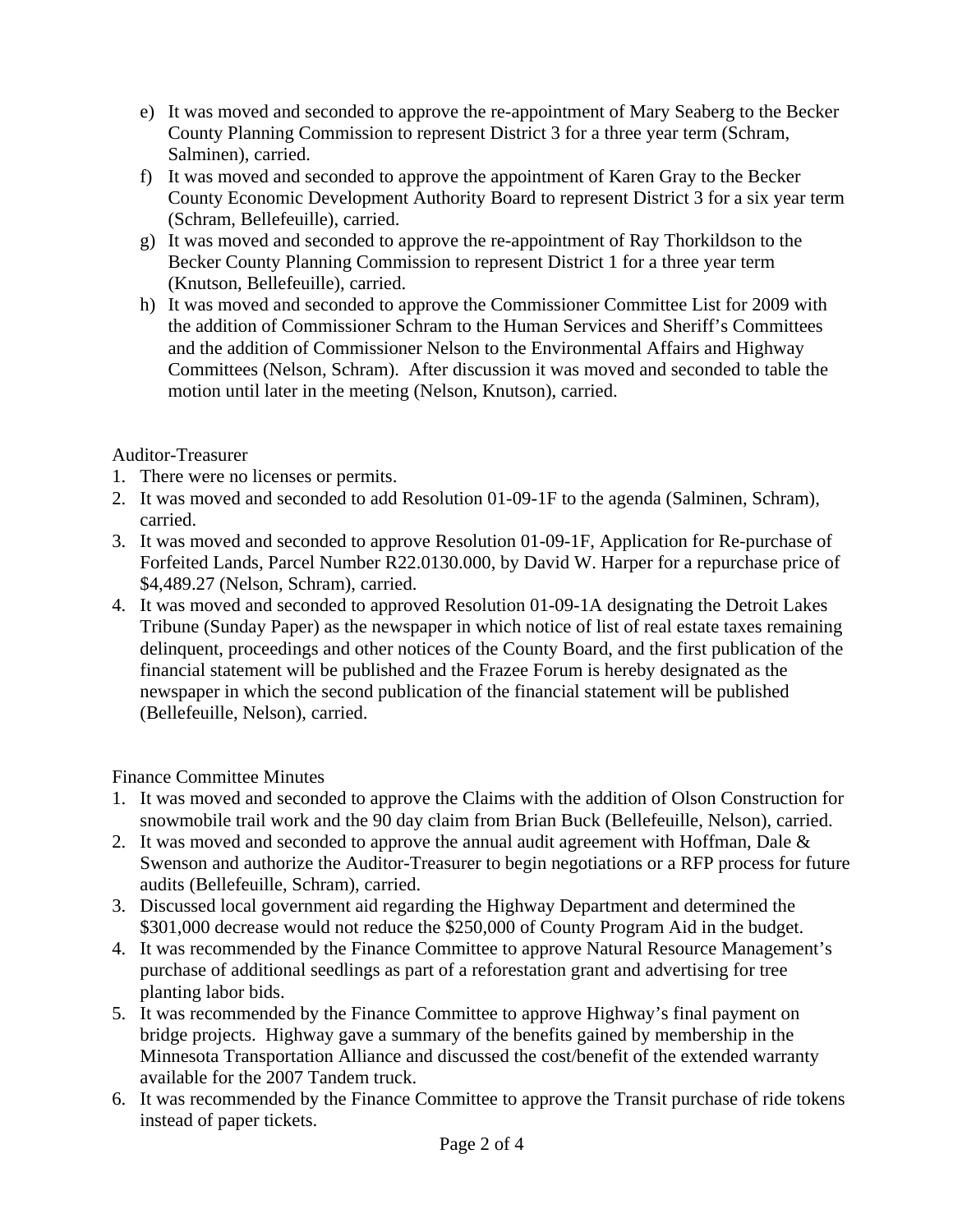e) It was moved and seconded to approve the re-appointment of Mary Seaberg to the Becker County Planning Commission to represent District 3 for a three year term (Schram, Salminen), carried.
f) It was moved and seconded to approve the appointment of Karen Gray to the Becker County Economic Development Authority Board to represent District 3 for a six year term (Schram, Bellefeuille), carried.
g) It was moved and seconded to approve the re-appointment of Ray Thorkildson to the Becker County Planning Commission to represent District 1 for a three year term (Knutson, Bellefeuille), carried.
h) It was moved and seconded to approve the Commissioner Committee List for 2009 with the addition of Commissioner Schram to the Human Services and Sheriff's Committees and the addition of Commissioner Nelson to the Environmental Affairs and Highway Committees (Nelson, Schram). After discussion it was moved and seconded to table the motion until later in the meeting (Nelson, Knutson), carried.

Auditor-Treasurer

1. There were no licenses or permits.
2. It was moved and seconded to add Resolution 01-09-1F to the agenda (Salminen, Schram), carried.
3. It was moved and seconded to approve Resolution 01-09-1F, Application for Re-purchase of Forfeited Lands, Parcel Number R22.0130.000, by David W. Harper for a repurchase price of $4,489.27 (Nelson, Schram), carried.
4. It was moved and seconded to approved Resolution 01-09-1A designating the Detroit Lakes Tribune (Sunday Paper) as the newspaper in which notice of list of real estate taxes remaining delinquent, proceedings and other notices of the County Board, and the first publication of the financial statement will be published and the Frazee Forum is hereby designated as the newspaper in which the second publication of the financial statement will be published (Bellefeuille, Nelson), carried.

Finance Committee Minutes

1. It was moved and seconded to approve the Claims with the addition of Olson Construction for snowmobile trail work and the 90 day claim from Brian Buck (Bellefeuille, Nelson), carried.
2. It was moved and seconded to approve the annual audit agreement with Hoffman, Dale & Swenson and authorize the Auditor-Treasurer to begin negotiations or a RFP process for future audits (Bellefeuille, Schram), carried.
3. Discussed local government aid regarding the Highway Department and determined the $301,000 decrease would not reduce the $250,000 of County Program Aid in the budget.
4. It was recommended by the Finance Committee to approve Natural Resource Management's purchase of additional seedlings as part of a reforestation grant and advertising for tree planting labor bids.
5. It was recommended by the Finance Committee to approve Highway's final payment on bridge projects. Highway gave a summary of the benefits gained by membership in the Minnesota Transportation Alliance and discussed the cost/benefit of the extended warranty available for the 2007 Tandem truck.
6. It was recommended by the Finance Committee to approve the Transit purchase of ride tokens instead of paper tickets.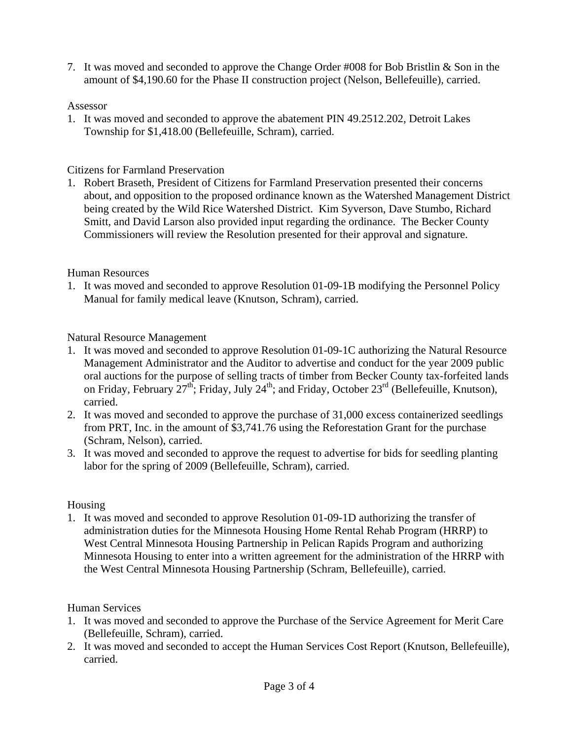7. It was moved and seconded to approve the Change Order #008 for Bob Bristlin & Son in the amount of $4,190.60 for the Phase II construction project (Nelson, Bellefeuille), carried.

Assessor

1. It was moved and seconded to approve the abatement PIN 49.2512.202, Detroit Lakes Township for $1,418.00 (Bellefeuille, Schram), carried.

Citizens for Farmland Preservation

1. Robert Braseth, President of Citizens for Farmland Preservation presented their concerns about, and opposition to the proposed ordinance known as the Watershed Management District being created by the Wild Rice Watershed District. Kim Syverson, Dave Stumbo, Richard Smitt, and David Larson also provided input regarding the ordinance. The Becker County Commissioners will review the Resolution presented for their approval and signature.

Human Resources

1. It was moved and seconded to approve Resolution 01-09-1B modifying the Personnel Policy Manual for family medical leave (Knutson, Schram), carried.

Natural Resource Management

1. It was moved and seconded to approve Resolution 01-09-1C authorizing the Natural Resource Management Administrator and the Auditor to advertise and conduct for the year 2009 public oral auctions for the purpose of selling tracts of timber from Becker County tax-forfeited lands on Friday, February 27th; Friday, July 24th; and Friday, October 23rd (Bellefeuille, Knutson), carried.
2. It was moved and seconded to approve the purchase of 31,000 excess containerized seedlings from PRT, Inc. in the amount of $3,741.76 using the Reforestation Grant for the purchase (Schram, Nelson), carried.
3. It was moved and seconded to approve the request to advertise for bids for seedling planting labor for the spring of 2009 (Bellefeuille, Schram), carried.

Housing

1. It was moved and seconded to approve Resolution 01-09-1D authorizing the transfer of administration duties for the Minnesota Housing Home Rental Rehab Program (HRRP) to West Central Minnesota Housing Partnership in Pelican Rapids Program and authorizing Minnesota Housing to enter into a written agreement for the administration of the HRRP with the West Central Minnesota Housing Partnership (Schram, Bellefeuille), carried.

Human Services

1. It was moved and seconded to approve the Purchase of the Service Agreement for Merit Care (Bellefeuille, Schram), carried.
2. It was moved and seconded to accept the Human Services Cost Report (Knutson, Bellefeuille), carried.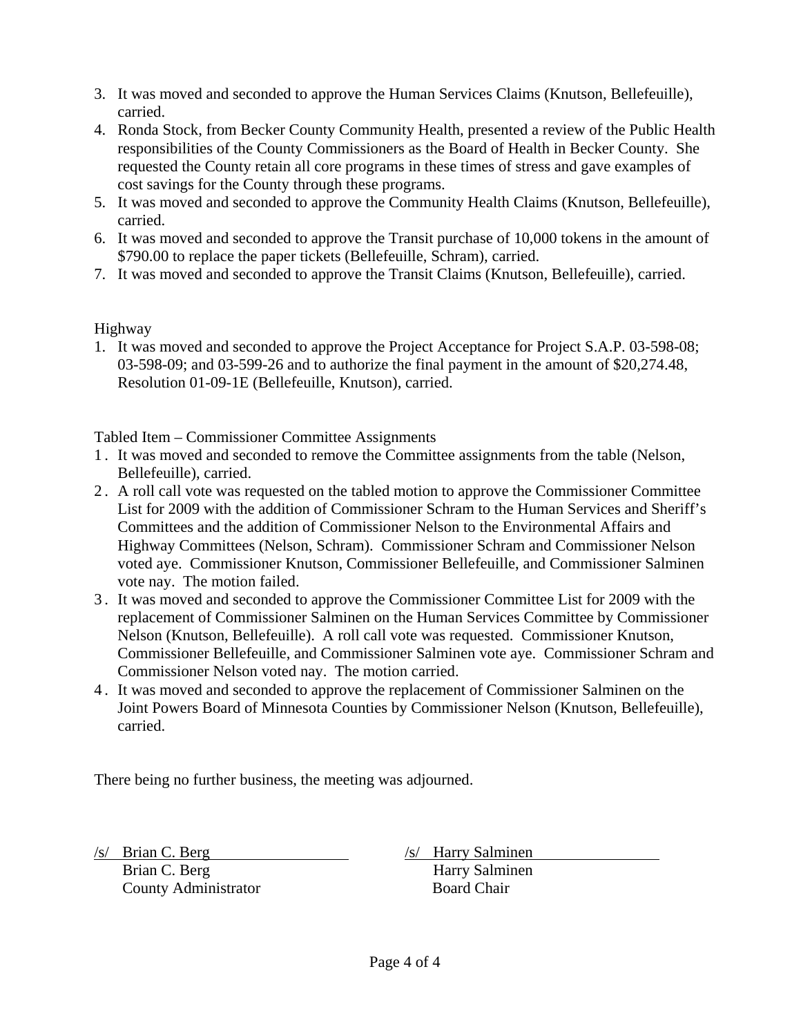3. It was moved and seconded to approve the Human Services Claims (Knutson, Bellefeuille), carried.
4. Ronda Stock, from Becker County Community Health, presented a review of the Public Health responsibilities of the County Commissioners as the Board of Health in Becker County. She requested the County retain all core programs in these times of stress and gave examples of cost savings for the County through these programs.
5. It was moved and seconded to approve the Community Health Claims (Knutson, Bellefeuille), carried.
6. It was moved and seconded to approve the Transit purchase of 10,000 tokens in the amount of $790.00 to replace the paper tickets (Bellefeuille, Schram), carried.
7. It was moved and seconded to approve the Transit Claims (Knutson, Bellefeuille), carried.

Highway

1. It was moved and seconded to approve the Project Acceptance for Project S.A.P. 03-598-08; 03-598-09; and 03-599-26 and to authorize the final payment in the amount of $20,274.48, Resolution 01-09-1E (Bellefeuille, Knutson), carried.

Tabled Item – Commissioner Committee Assignments

1. It was moved and seconded to remove the Committee assignments from the table (Nelson, Bellefeuille), carried.
2. A roll call vote was requested on the tabled motion to approve the Commissioner Committee List for 2009 with the addition of Commissioner Schram to the Human Services and Sheriff's Committees and the addition of Commissioner Nelson to the Environmental Affairs and Highway Committees (Nelson, Schram). Commissioner Schram and Commissioner Nelson voted aye. Commissioner Knutson, Commissioner Bellefeuille, and Commissioner Salminen vote nay. The motion failed.
3. It was moved and seconded to approve the Commissioner Committee List for 2009 with the replacement of Commissioner Salminen on the Human Services Committee by Commissioner Nelson (Knutson, Bellefeuille). A roll call vote was requested. Commissioner Knutson, Commissioner Bellefeuille, and Commissioner Salminen vote aye. Commissioner Schram and Commissioner Nelson voted nay. The motion carried.
4. It was moved and seconded to approve the replacement of Commissioner Salminen on the Joint Powers Board of Minnesota Counties by Commissioner Nelson (Knutson, Bellefeuille), carried.

There being no further business, the meeting was adjourned.

/s/ Brian C. Berg
Brian C. Berg
County Administrator

/s/ Harry Salminen
Harry Salminen
Board Chair